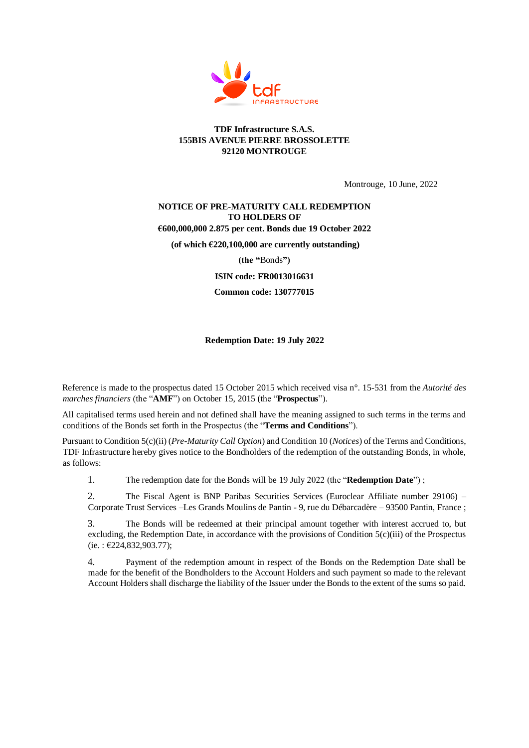**TDF Infrastructure S.A.S.**
**155BIS AVENUE PIERRE BROSSOLETTE**
**92120 MONTROUGE**

Montrouge, 10 June, 2022

**NOTICE OF PRE-MATURITY CALL REDEMPTION**
**TO HOLDERS OF**
**€600,000,000 2.875 per cent. Bonds due 19 October 2022**

**(of which €220,100,000 are currently outstanding)**

**(the "**Bonds**")**

**ISIN code: FR0013016631**

**Common code: 130777015**

**Redemption Date: 19 July 2022**

Reference is made to the prospectus dated 15 October 2015 which received visa n°. 15-531 from the *Autorité des marches financiers* (the "**AMF**") on October 15, 2015 (the "**Prospectus**").

All capitalised terms used herein and not defined shall have the meaning assigned to such terms in the terms and conditions of the Bonds set forth in the Prospectus (the "**Terms and Conditions**").

Pursuant to Condition 5(c)(ii) (*Pre-Maturity Call Option*) and Condition 10 (*Notices*) of the Terms and Conditions, TDF Infrastructure hereby gives notice to the Bondholders of the redemption of the outstanding Bonds, in whole, as follows:

1. The redemption date for the Bonds will be 19 July 2022 (the "**Redemption Date**") ;

2. The Fiscal Agent is BNP Paribas Securities Services (Euroclear Affiliate number 29106) – Corporate Trust Services –Les Grands Moulins de Pantin - 9, rue du Débarcadère – 93500 Pantin, France ;

3. The Bonds will be redeemed at their principal amount together with interest accrued to, but excluding, the Redemption Date, in accordance with the provisions of Condition 5(c)(iii) of the Prospectus (ie. : €224,832,903.77);

4. Payment of the redemption amount in respect of the Bonds on the Redemption Date shall be made for the benefit of the Bondholders to the Account Holders and such payment so made to the relevant Account Holders shall discharge the liability of the Issuer under the Bonds to the extent of the sums so paid.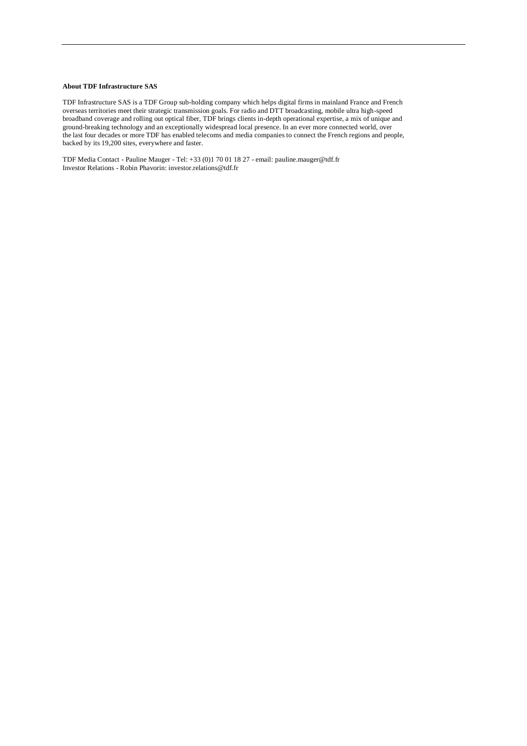**About TDF Infrastructure SAS**

TDF Infrastructure SAS is a TDF Group sub-holding company which helps digital firms in mainland France and French overseas territories meet their strategic transmission goals. For radio and DTT broadcasting, mobile ultra high-speed broadband coverage and rolling out optical fiber, TDF brings clients in-depth operational expertise, a mix of unique and ground-breaking technology and an exceptionally widespread local presence. In an ever more connected world, over the last four decades or more TDF has enabled telecoms and media companies to connect the French regions and people, backed by its 19,200 sites, everywhere and faster.

TDF Media Contact - Pauline Mauger - Tel: +33 (0)1 70 01 18 27 - email: pauline.mauger@tdf.fr
Investor Relations - Robin Phavorin: investor.relations@tdf.fr